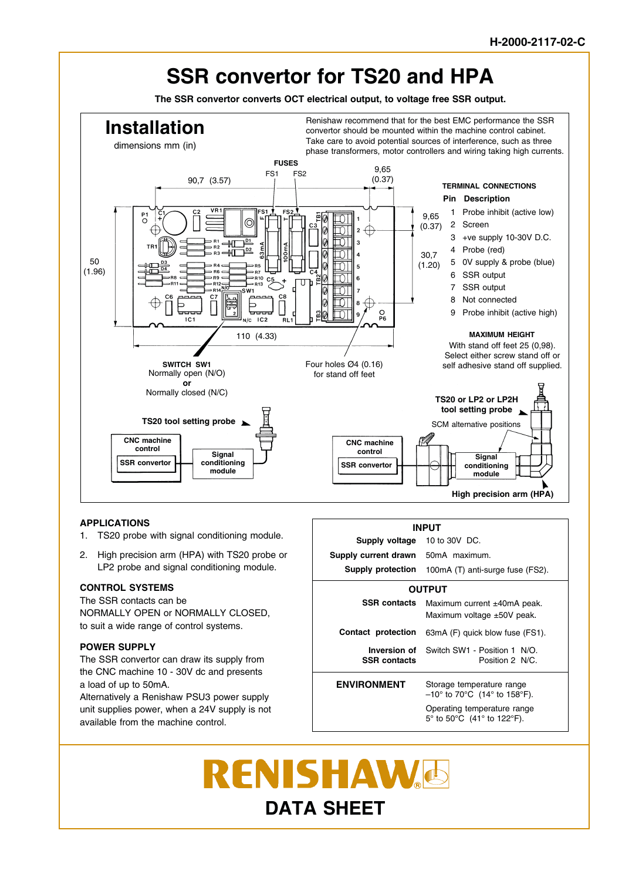H-2000-2117-02-C

# SSR convertor for TS20 and HPA

**The SSR convertor converts OCT electrical output, to voltage free SSR output.**

## Installation

dimensions mm (in)

Renishaw recommend that for the best EMC performance the SSR convertor should be mounted within the machine control cabinet. Take care to avoid potential sources of interference, such as three phase transformers, motor controllers and wiring taking high currents.

**FUSES**

FS1 FS2

90,7 (3.57)

9,65 (0.37)

50 (1.96)

9,65 (0.37)

30,7 (1.20)

110 (4.33)

**TERMINAL CONNECTIONS**

| Pin | Description |
|---|---|
| 1 | Probe inhibit (active low) |
| 2 | Screen |
| 3 | +ve supply 10-30V D.C. |
| 4 | Probe (red) |
| 5 | 0V supply & probe (blue) |
| 6 | SSR output |
| 7 | SSR output |
| 8 | Not connected |
| 9 | Probe inhibit (active high) |

**MAXIMUM HEIGHT**

With stand off feet 25 (0,98). Select either screw stand off or self adhesive stand off supplied.

**SWITCH SW1**
Normally open (N/O)
**or**
Normally closed (N/C)

Four holes Ø4 (0.16) for stand off feet

**TS20 tool setting probe**

**CNC machine control** — **SSR convertor** — **Signal conditioning module**

**TS20 or LP2 or LP2H tool setting probe**

SCM alternative positions

**CNC machine control** — **SSR convertor** — **Signal conditioning module**

**High precision arm (HPA)**

### APPLICATIONS

1. TS20 probe with signal conditioning module.
2. High precision arm (HPA) with TS20 probe or LP2 probe and signal conditioning module.

### CONTROL SYSTEMS

The SSR contacts can be NORMALLY OPEN or NORMALLY CLOSED, to suit a wide range of control systems.

### POWER SUPPLY

The SSR convertor can draw its supply from the CNC machine 10 - 30V dc and presents a load of up to 50mA.
Alternatively a Renishaw PSU3 power supply unit supplies power, when a 24V supply is not available from the machine control.

| **INPUT** | |
|---|---|
| **Supply voltage** | 10 to 30V DC. |
| **Supply current drawn** | 50mA maximum. |
| **Supply protection** | 100mA (T) anti-surge fuse (FS2). |
| **OUTPUT** | |
| **SSR contacts** | Maximum current ±40mA peak. Maximum voltage ±50V peak. |
| **Contact protection** | 63mA (F) quick blow fuse (FS1). |
| **Inversion of SSR contacts** | Switch SW1 - Position 1 N/O. Position 2 N/C. |
| **ENVIRONMENT** | Storage temperature range –10° to 70°C (14° to 158°F). Operating temperature range 5° to 50°C (41° to 122°F). |

**RENISHAW**

**DATA SHEET**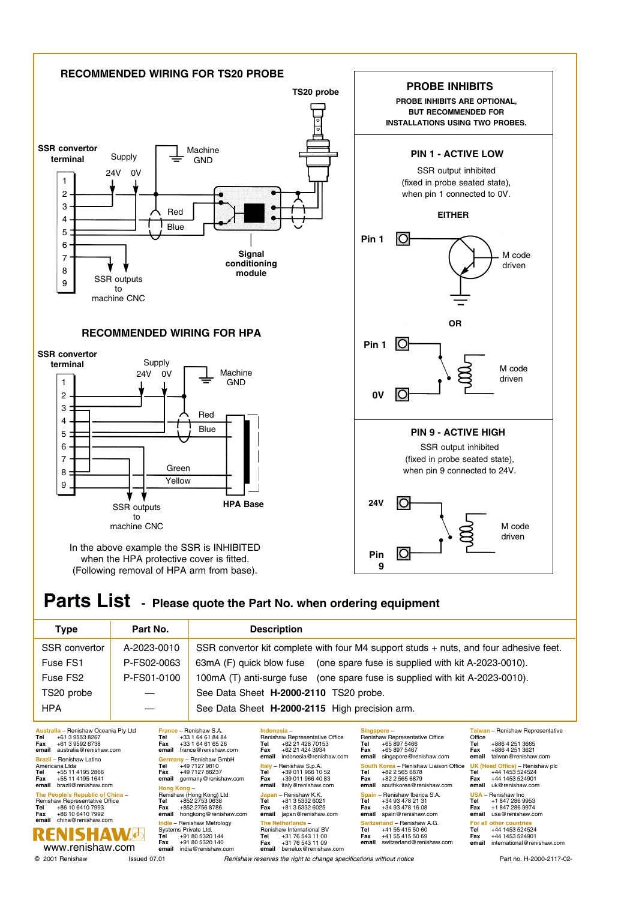## RECOMMENDED WIRING FOR TS20 PROBE

TS20 probe

SSR convertor terminal

Supply

24V 0V

Machine GND

1
2
3
4
5
6
7
8
9

Red

Blue

Signal conditioning module

SSR outputs to machine CNC

## RECOMMENDED WIRING FOR HPA

SSR convertor terminal

Supply

24V 0V

Machine GND

1
2
3
4
5
6
7
8
9

Red

Blue

Green

Yellow

SSR outputs to machine CNC

HPA Base

In the above example the SSR is INHIBITED when the HPA protective cover is fitted. (Following removal of HPA arm from base).

## PROBE INHIBITS

**PROBE INHIBITS ARE OPTIONAL, BUT RECOMMENDED FOR INSTALLATIONS USING TWO PROBES.**

### PIN 1 - ACTIVE LOW

SSR output inhibited (fixed in probe seated state), when pin 1 connected to 0V.

**EITHER**

Pin 1

M code driven

**OR**

Pin 1

0V

M code driven

### PIN 9 - ACTIVE HIGH

SSR output inhibited (fixed in probe seated state), when pin 9 connected to 24V.

24V

Pin 9

M code driven

# Parts List - Please quote the Part No. when ordering equipment

| Type | Part No. | Description |
|---|---|---|
| SSR convertor | A-2023-0010 | SSR convertor kit complete with four M4 support studs + nuts, and four adhesive feet. |
| Fuse FS1 | P-FS02-0063 | 63mA (F) quick blow fuse (one spare fuse is supplied with kit A-2023-0010). |
| Fuse FS2 | P-FS01-0100 | 100mA (T) anti-surge fuse (one spare fuse is supplied with kit A-2023-0010). |
| TS20 probe | — | See Data Sheet **H-2000-2110** TS20 probe. |
| HPA | — | See Data Sheet **H-2000-2115** High precision arm. |

**Australia** – Renishaw Oceania Pty Ltd
Tel +61 3 9553 8267
Fax +61 3 9592 6738
email australia@renishaw.com

**Brazil** – Renishaw Latino Americana Ltda
Tel +55 11 4195 2866
Fax +55 11 4195 1641
email brazil@renishaw.com

**The People's Republic of China** – Renishaw Representative Office
Tel +86 10 6410 7993
Fax +86 10 6410 7992
email china@renishaw.com

**France** – Renishaw S.A.
Tel +33 1 64 61 84 84
Fax +33 1 64 61 65 26
email france@renishaw.com

**Germany** – Renishaw GmbH
Tel +49 7127 9810
Fax +49 7127 88237
email germany@renishaw.com

**Hong Kong** – Renishaw (Hong Kong) Ltd
Tel +852 2753 0638
Fax +852 2756 8786
email hongkong@renishaw.com

**India** – Renishaw Metrology Systems Private Ltd.
Tel +91 80 5320 144
Fax +91 80 5320 140
email india@renishaw.com

**Indonesia** – Renishaw Representative Office
Tel +62 21 428 70153
Fax +62 21 424 3934
email indonesia@renishaw.com

**Italy** – Renishaw S.p.A.
Tel +39 011 966 10 52
Fax +39 011 966 40 83
email italy@renishaw.com

**Japan** – Renishaw K.K.
Tel +81 3 5332 6021
Fax +81 3 5332 6025
email japan@renishaw.com

**The Netherlands** – Renishaw International BV
Tel +31 76 543 11 00
Fax +31 76 543 11 09
email benelux@renishaw.com

**Singapore** – Renishaw Representative Office
Tel +65 897 5466
Fax +65 897 5467
email singapore@renishaw.com

**South Korea** – Renishaw Liaison Office
Tel +82 2 565 6878
Fax +82 2 565 6879
email southkorea@renishaw.com

**Spain** – Renishaw Iberica S.A.
Tel +34 93 478 21 31
Fax +34 93 478 16 08
email spain@renishaw.com

**Switzerland** – Renishaw A.G.
Tel +41 55 415 50 60
Fax +41 55 415 50 69
email switzerland@renishaw.com

**Taiwan** – Renishaw Representative Office
Tel +886 4 251 3665
Fax +886 4 251 3621
email taiwan@renishaw.com

**UK (Head Office)** – Renishaw plc
Tel +44 1453 524524
Fax +44 1453 524901
email uk@renishaw.com

**USA** – Renishaw Inc
Tel +1 847 286 9953
Fax +1 847 286 9974
email usa@renishaw.com

**For all other countries**
Tel +44 1453 524524
Fax +44 1453 524901
email international@renishaw.com

RENISHAW
www.renishaw.com

© 2001 Renishaw Issued 07.01

*Renishaw reserves the right to change specifications without notice*

Part no. H-2000-2117-02-